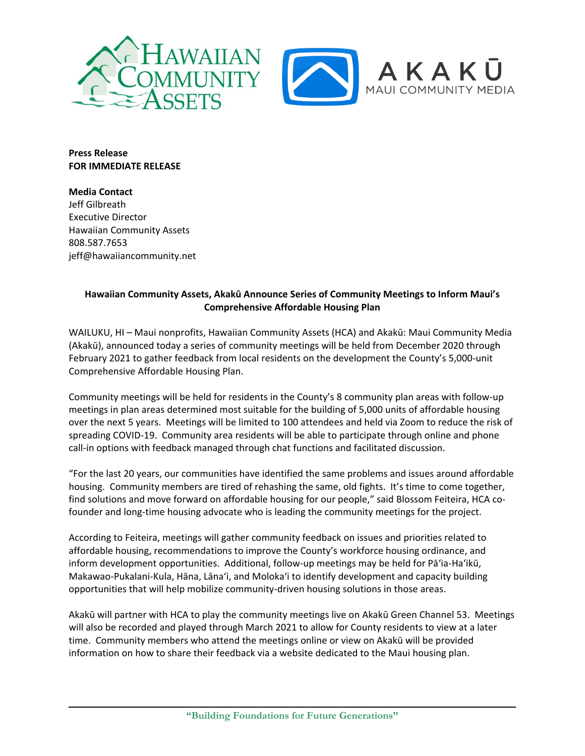**Press Release**
**FOR IMMEDIATE RELEASE**

**Media Contact**
Jeff Gilbreath
Executive Director
Hawaiian Community Assets
808.587.7653
jeff@hawaiiancommunity.net

**Hawaiian Community Assets, Akakū Announce Series of Community Meetings to Inform Maui's Comprehensive Affordable Housing Plan**

WAILUKU, HI – Maui nonprofits, Hawaiian Community Assets (HCA) and Akakū: Maui Community Media (Akakū), announced today a series of community meetings will be held from December 2020 through February 2021 to gather feedback from local residents on the development the County's 5,000-unit Comprehensive Affordable Housing Plan.

Community meetings will be held for residents in the County's 8 community plan areas with follow-up meetings in plan areas determined most suitable for the building of 5,000 units of affordable housing over the next 5 years. Meetings will be limited to 100 attendees and held via Zoom to reduce the risk of spreading COVID-19. Community area residents will be able to participate through online and phone call-in options with feedback managed through chat functions and facilitated discussion.

"For the last 20 years, our communities have identified the same problems and issues around affordable housing. Community members are tired of rehashing the same, old fights. It's time to come together, find solutions and move forward on affordable housing for our people," said Blossom Feiteira, HCA co-founder and long-time housing advocate who is leading the community meetings for the project.

According to Feiteira, meetings will gather community feedback on issues and priorities related to affordable housing, recommendations to improve the County's workforce housing ordinance, and inform development opportunities. Additional, follow-up meetings may be held for Pāʻia-Haʻikū, Makawao-Pukalani-Kula, Hāna, Lānaʻi, and Molokaʻi to identify development and capacity building opportunities that will help mobilize community-driven housing solutions in those areas.

Akakū will partner with HCA to play the community meetings live on Akakū Green Channel 53. Meetings will also be recorded and played through March 2021 to allow for County residents to view at a later time. Community members who attend the meetings online or view on Akakū will be provided information on how to share their feedback via a website dedicated to the Maui housing plan.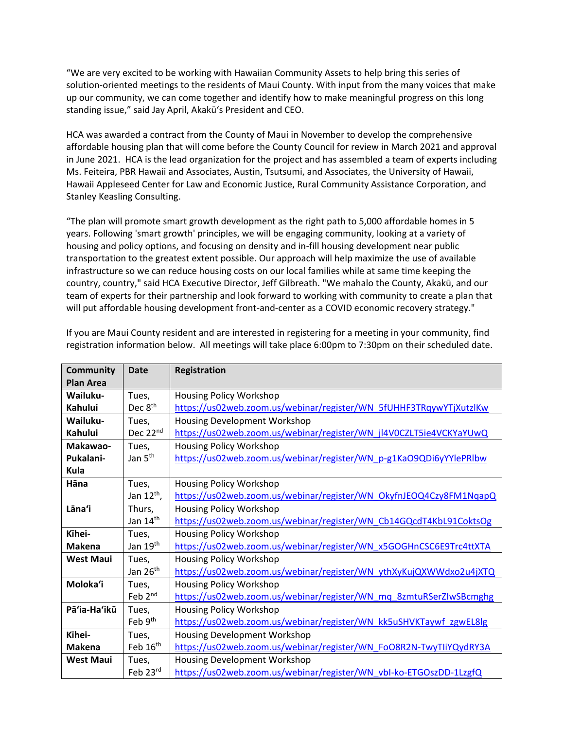"We are very excited to be working with Hawaiian Community Assets to help bring this series of solution-oriented meetings to the residents of Maui County. With input from the many voices that make up our community, we can come together and identify how to make meaningful progress on this long standing issue," said Jay April, Akakū's President and CEO.

HCA was awarded a contract from the County of Maui in November to develop the comprehensive affordable housing plan that will come before the County Council for review in March 2021 and approval in June 2021. HCA is the lead organization for the project and has assembled a team of experts including Ms. Feiteira, PBR Hawaii and Associates, Austin, Tsutsumi, and Associates, the University of Hawaii, Hawaii Appleseed Center for Law and Economic Justice, Rural Community Assistance Corporation, and Stanley Keasling Consulting.

"The plan will promote smart growth development as the right path to 5,000 affordable homes in 5 years. Following 'smart growth' principles, we will be engaging community, looking at a variety of housing and policy options, and focusing on density and in-fill housing development near public transportation to the greatest extent possible. Our approach will help maximize the use of available infrastructure so we can reduce housing costs on our local families while at same time keeping the country, country," said HCA Executive Director, Jeff Gilbreath. "We mahalo the County, Akakū, and our team of experts for their partnership and look forward to working with community to create a plan that will put affordable housing development front-and-center as a COVID economic recovery strategy."

If you are Maui County resident and are interested in registering for a meeting in your community, find registration information below. All meetings will take place 6:00pm to 7:30pm on their scheduled date.

| Community Plan Area | Date | Registration |
|---|---|---|
| **Wailuku-Kahului** | Tues, Dec 8th | Housing Policy Workshop https://us02web.zoom.us/webinar/register/WN_5fUHHF3TRqywYTjXutzlKw |
| **Wailuku-Kahului** | Tues, Dec 22nd | Housing Development Workshop https://us02web.zoom.us/webinar/register/WN_jl4V0CZLT5ie4VCKYaYUwQ |
| **Makawao-Pukalani-Kula** | Tues, Jan 5th | Housing Policy Workshop https://us02web.zoom.us/webinar/register/WN_p-g1KaO9QDi6yYYlePRlbw |
| **Hāna** | Tues, Jan 12th, | Housing Policy Workshop https://us02web.zoom.us/webinar/register/WN_OkyfnJEOQ4Czy8FM1NqapQ |
| **Lāna'i** | Thurs, Jan 14th | Housing Policy Workshop https://us02web.zoom.us/webinar/register/WN_Cb14GQcdT4KbL91CoktsOg |
| **Kīhei-Makena** | Tues, Jan 19th | Housing Policy Workshop https://us02web.zoom.us/webinar/register/WN_x5GOGHnCSC6E9Trc4ttXTA |
| **West Maui** | Tues, Jan 26th | Housing Policy Workshop https://us02web.zoom.us/webinar/register/WN_ythXyKujQXWWdxo2u4jXTQ |
| **Moloka'i** | Tues, Feb 2nd | Housing Policy Workshop https://us02web.zoom.us/webinar/register/WN_mq_8zmtuRSerZIwSBcmghg |
| **Pā'ia-Ha'ikū** | Tues, Feb 9th | Housing Policy Workshop https://us02web.zoom.us/webinar/register/WN_kk5uSHVKTaywf_zgwEL8lg |
| **Kīhei-Makena** | Tues, Feb 16th | Housing Development Workshop https://us02web.zoom.us/webinar/register/WN_FoO8R2N-TwyTIiYQydRY3A |
| **West Maui** | Tues, Feb 23rd | Housing Development Workshop https://us02web.zoom.us/webinar/register/WN_vbI-ko-ETGOszDD-1LzgfQ |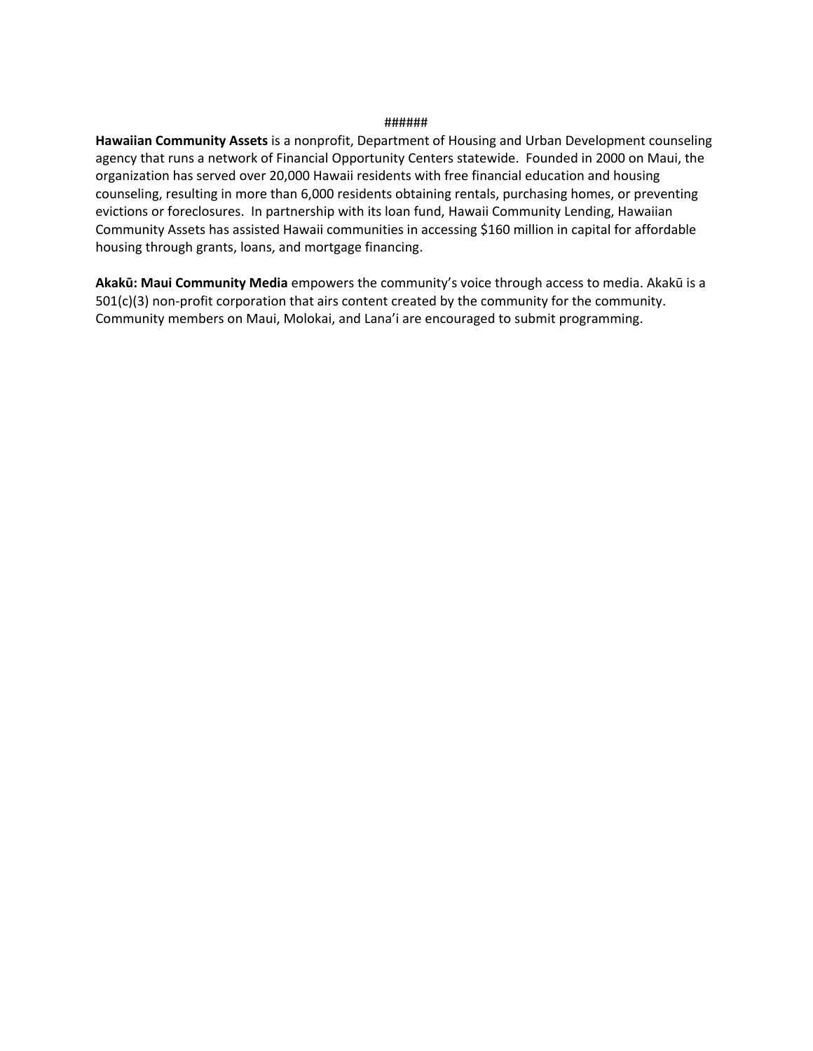######

**Hawaiian Community Assets** is a nonprofit, Department of Housing and Urban Development counseling agency that runs a network of Financial Opportunity Centers statewide. Founded in 2000 on Maui, the organization has served over 20,000 Hawaii residents with free financial education and housing counseling, resulting in more than 6,000 residents obtaining rentals, purchasing homes, or preventing evictions or foreclosures. In partnership with its loan fund, Hawaii Community Lending, Hawaiian Community Assets has assisted Hawaii communities in accessing $160 million in capital for affordable housing through grants, loans, and mortgage financing.

**Akakū: Maui Community Media** empowers the community's voice through access to media. Akakū is a 501(c)(3) non-profit corporation that airs content created by the community for the community. Community members on Maui, Molokai, and Lana'i are encouraged to submit programming.